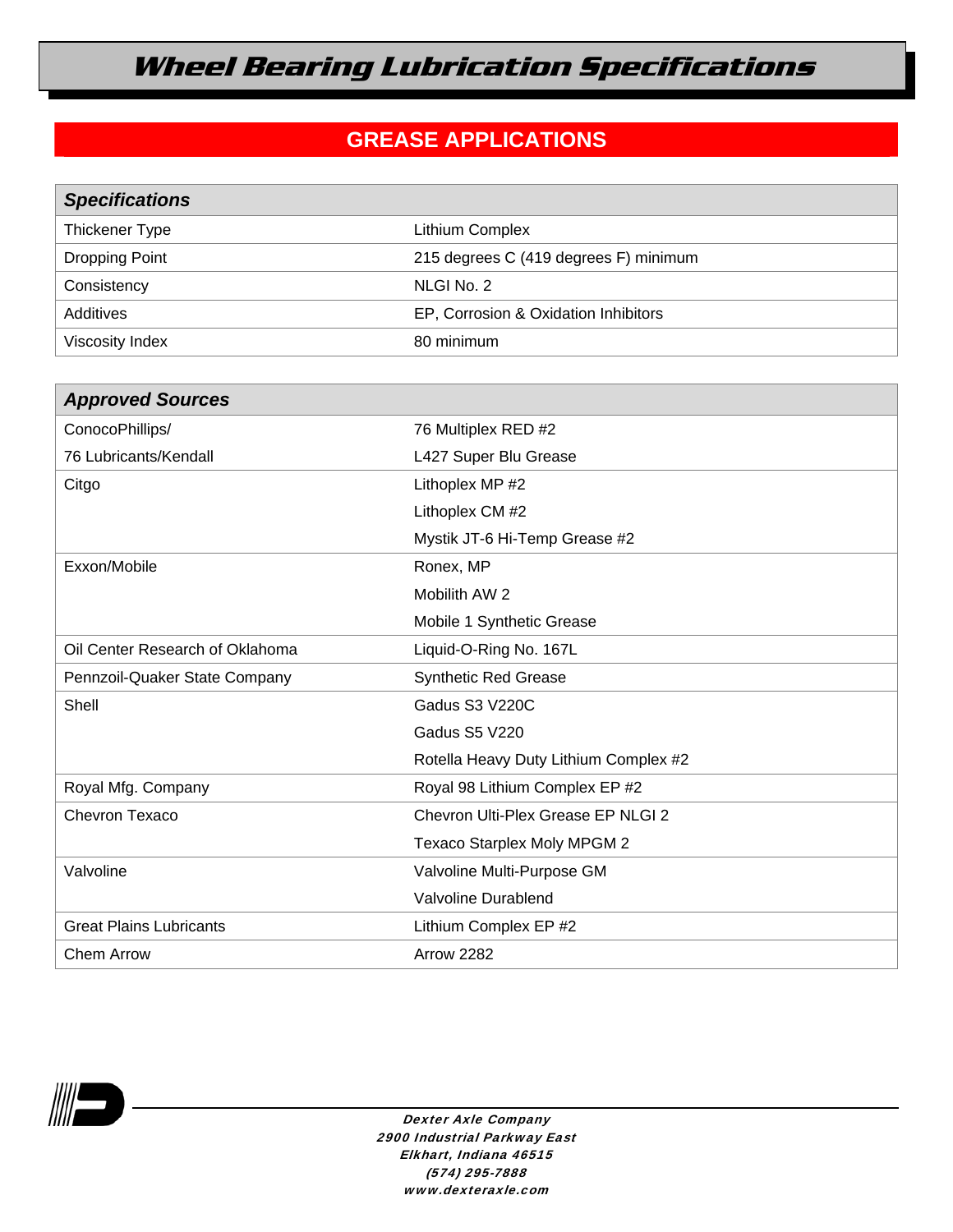# Wheel Bearing Lubrication Specifications

## GREASE APPLICATIONS

| Specifications | |
|---|---|
| Thickener Type | Lithium Complex |
| Dropping Point | 215 degrees C (419 degrees F) minimum |
| Consistency | NLGI No. 2 |
| Additives | EP, Corrosion & Oxidation Inhibitors |
| Viscosity Index | 80 minimum |

| Approved Sources | |
|---|---|
| ConocoPhillips/ 76 Lubricants/Kendall | 76 Multiplex RED #2<br>L427 Super Blu Grease |
| Citgo | Lithoplex MP #2<br>Lithoplex CM #2<br>Mystik JT-6 Hi-Temp Grease #2 |
| Exxon/Mobile | Ronex, MP<br>Mobilith AW 2<br>Mobile 1 Synthetic Grease |
| Oil Center Research of Oklahoma | Liquid-O-Ring No. 167L |
| Pennzoil-Quaker State Company | Synthetic Red Grease |
| Shell | Gadus S3 V220C<br>Gadus S5 V220<br>Rotella Heavy Duty Lithium Complex #2 |
| Royal Mfg. Company | Royal 98 Lithium Complex EP #2 |
| Chevron Texaco | Chevron Ulti-Plex Grease EP NLGI 2<br>Texaco Starplex Moly MPGM 2 |
| Valvoline | Valvoline Multi-Purpose GM<br>Valvoline Durablend |
| Great Plains Lubricants | Lithium Complex EP #2 |
| Chem Arrow | Arrow 2282 |

*Dexter Axle Company*
*2900 Industrial Parkway East*
*Elkhart, Indiana 46515*
*(574) 295-7888*
*www.dexteraxle.com*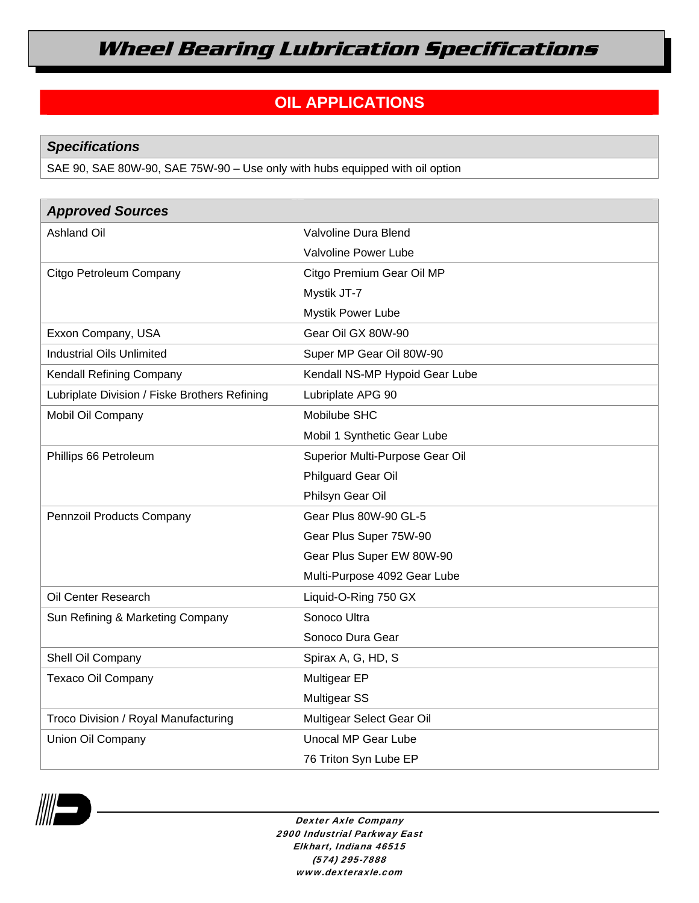# Wheel Bearing Lubrication Specifications

## OIL APPLICATIONS

| ***Specifications*** |
| --- |
| SAE 90, SAE 80W-90, SAE 75W-90 – Use only with hubs equipped with oil option |

| ***Approved Sources*** | |
| --- | --- |
| Ashland Oil | Valvoline Dura Blend<br>Valvoline Power Lube |
| Citgo Petroleum Company | Citgo Premium Gear Oil MP<br>Mystik JT-7<br>Mystik Power Lube |
| Exxon Company, USA | Gear Oil GX 80W-90 |
| Industrial Oils Unlimited | Super MP Gear Oil 80W-90 |
| Kendall Refining Company | Kendall NS-MP Hypoid Gear Lube |
| Lubriplate Division / Fiske Brothers Refining | Lubriplate APG 90 |
| Mobil Oil Company | Mobilube SHC<br>Mobil 1 Synthetic Gear Lube |
| Phillips 66 Petroleum | Superior Multi-Purpose Gear Oil<br>Philguard Gear Oil<br>Philsyn Gear Oil |
| Pennzoil Products Company | Gear Plus 80W-90 GL-5<br>Gear Plus Super 75W-90<br>Gear Plus Super EW 80W-90<br>Multi-Purpose 4092 Gear Lube |
| Oil Center Research | Liquid-O-Ring 750 GX |
| Sun Refining & Marketing Company | Sonoco Ultra<br>Sonoco Dura Gear |
| Shell Oil Company | Spirax A, G, HD, S |
| Texaco Oil Company | Multigear EP<br>Multigear SS |
| Troco Division / Royal Manufacturing | Multigear Select Gear Oil |
| Union Oil Company | Unocal MP Gear Lube<br>76 Triton Syn Lube EP |

*Dexter Axle Company*
*2900 Industrial Parkway East*
*Elkhart, Indiana 46515*
*(574) 295-7888*
*www.dexteraxle.com*